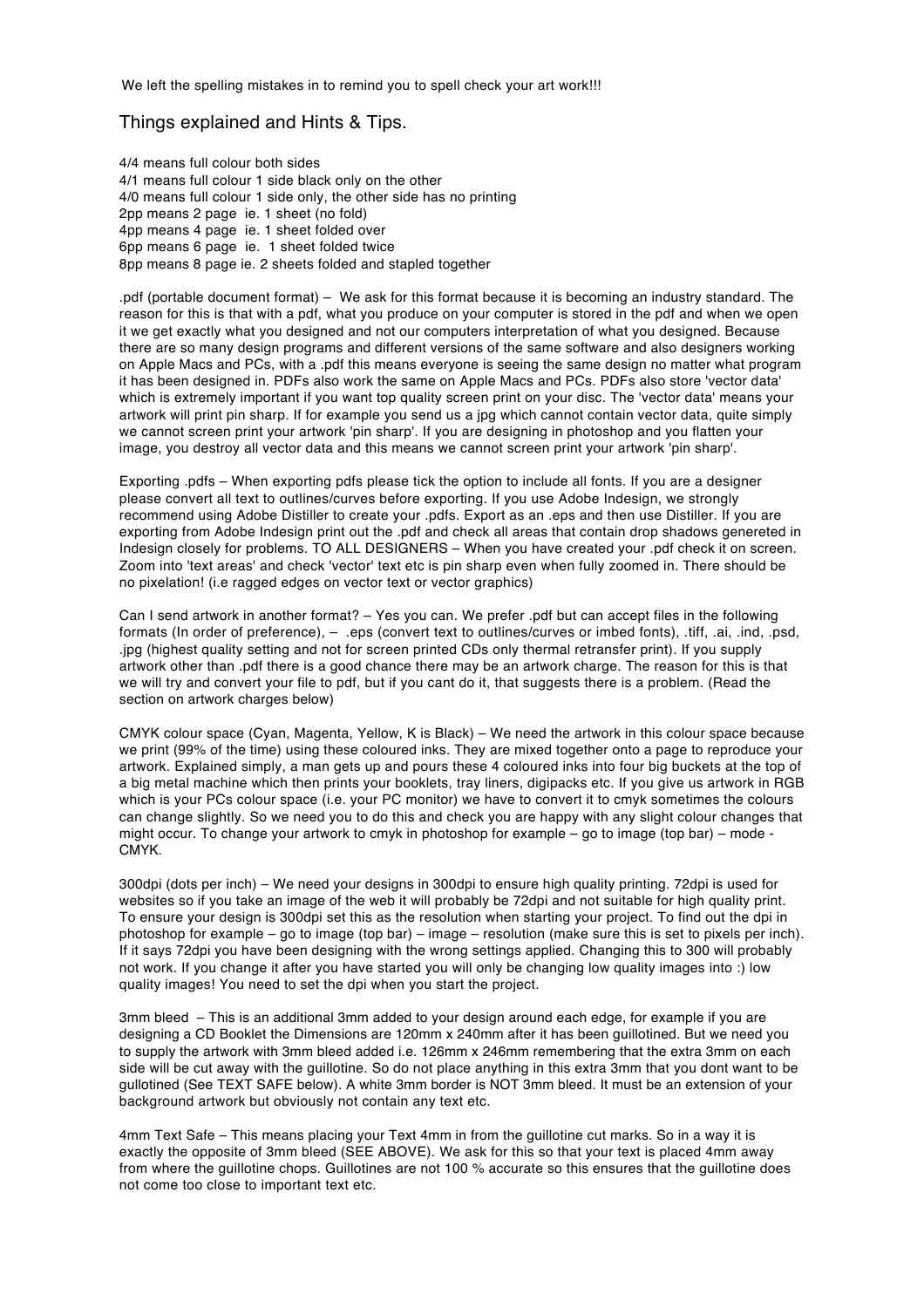We left the spelling mistakes in to remind you to spell check your art work!!!

## Things explained and Hints & Tips.

4/4 means full colour both sides
4/1 means full colour 1 side black only on the other
4/0 means full colour 1 side only, the other side has no printing
2pp means 2 page ie. 1 sheet (no fold)
4pp means 4 page ie. 1 sheet folded over
6pp means 6 page ie. 1 sheet folded twice
8pp means 8 page ie. 2 sheets folded and stapled together

.pdf (portable document format) – We ask for this format because it is becoming an industry standard. The reason for this is that with a pdf, what you produce on your computer is stored in the pdf and when we open it we get exactly what you designed and not our computers interpretation of what you designed. Because there are so many design programs and different versions of the same software and also designers working on Apple Macs and PCs, with a .pdf this means everyone is seeing the same design no matter what program it has been designed in. PDFs also work the same on Apple Macs and PCs. PDFs also store 'vector data' which is extremely important if you want top quality screen print on your disc. The 'vector data' means your artwork will print pin sharp. If for example you send us a jpg which cannot contain vector data, quite simply we cannot screen print your artwork 'pin sharp'. If you are designing in photoshop and you flatten your image, you destroy all vector data and this means we cannot screen print your artwork 'pin sharp'.

Exporting .pdfs – When exporting pdfs please tick the option to include all fonts. If you are a designer please convert all text to outlines/curves before exporting. If you use Adobe Indesign, we strongly recommend using Adobe Distiller to create your .pdfs. Export as an .eps and then use Distiller. If you are exporting from Adobe Indesign print out the .pdf and check all areas that contain drop shadows genereted in Indesign closely for problems. TO ALL DESIGNERS – When you have created your .pdf check it on screen. Zoom into 'text areas' and check 'vector' text etc is pin sharp even when fully zoomed in. There should be no pixelation! (i.e ragged edges on vector text or vector graphics)

Can I send artwork in another format? – Yes you can. We prefer .pdf but can accept files in the following formats (In order of preference), – .eps (convert text to outlines/curves or imbed fonts), .tiff, .ai, .ind, .psd, .jpg (highest quality setting and not for screen printed CDs only thermal retransfer print). If you supply artwork other than .pdf there is a good chance there may be an artwork charge. The reason for this is that we will try and convert your file to pdf, but if you cant do it, that suggests there is a problem. (Read the section on artwork charges below)

CMYK colour space (Cyan, Magenta, Yellow, K is Black) – We need the artwork in this colour space because we print (99% of the time) using these coloured inks. They are mixed together onto a page to reproduce your artwork. Explained simply, a man gets up and pours these 4 coloured inks into four big buckets at the top of a big metal machine which then prints your booklets, tray liners, digipacks etc. If you give us artwork in RGB which is your PCs colour space (i.e. your PC monitor) we have to convert it to cmyk sometimes the colours can change slightly. So we need you to do this and check you are happy with any slight colour changes that might occur. To change your artwork to cmyk in photoshop for example – go to image (top bar) – mode - CMYK.

300dpi (dots per inch) – We need your designs in 300dpi to ensure high quality printing. 72dpi is used for websites so if you take an image of the web it will probably be 72dpi and not suitable for high quality print. To ensure your design is 300dpi set this as the resolution when starting your project. To find out the dpi in photoshop for example – go to image (top bar) – image – resolution (make sure this is set to pixels per inch). If it says 72dpi you have been designing with the wrong settings applied. Changing this to 300 will probably not work. If you change it after you have started you will only be changing low quality images into :) low quality images! You need to set the dpi when you start the project.

3mm bleed – This is an additional 3mm added to your design around each edge, for example if you are designing a CD Booklet the Dimensions are 120mm x 240mm after it has been guillotined. But we need you to supply the artwork with 3mm bleed added i.e. 126mm x 246mm remembering that the extra 3mm on each side will be cut away with the guillotine. So do not place anything in this extra 3mm that you dont want to be gullotined (See TEXT SAFE below). A white 3mm border is NOT 3mm bleed. It must be an extension of your background artwork but obviously not contain any text etc.

4mm Text Safe – This means placing your Text 4mm in from the guillotine cut marks. So in a way it is exactly the opposite of 3mm bleed (SEE ABOVE). We ask for this so that your text is placed 4mm away from where the guillotine chops. Guillotines are not 100 % accurate so this ensures that the guillotine does not come too close to important text etc.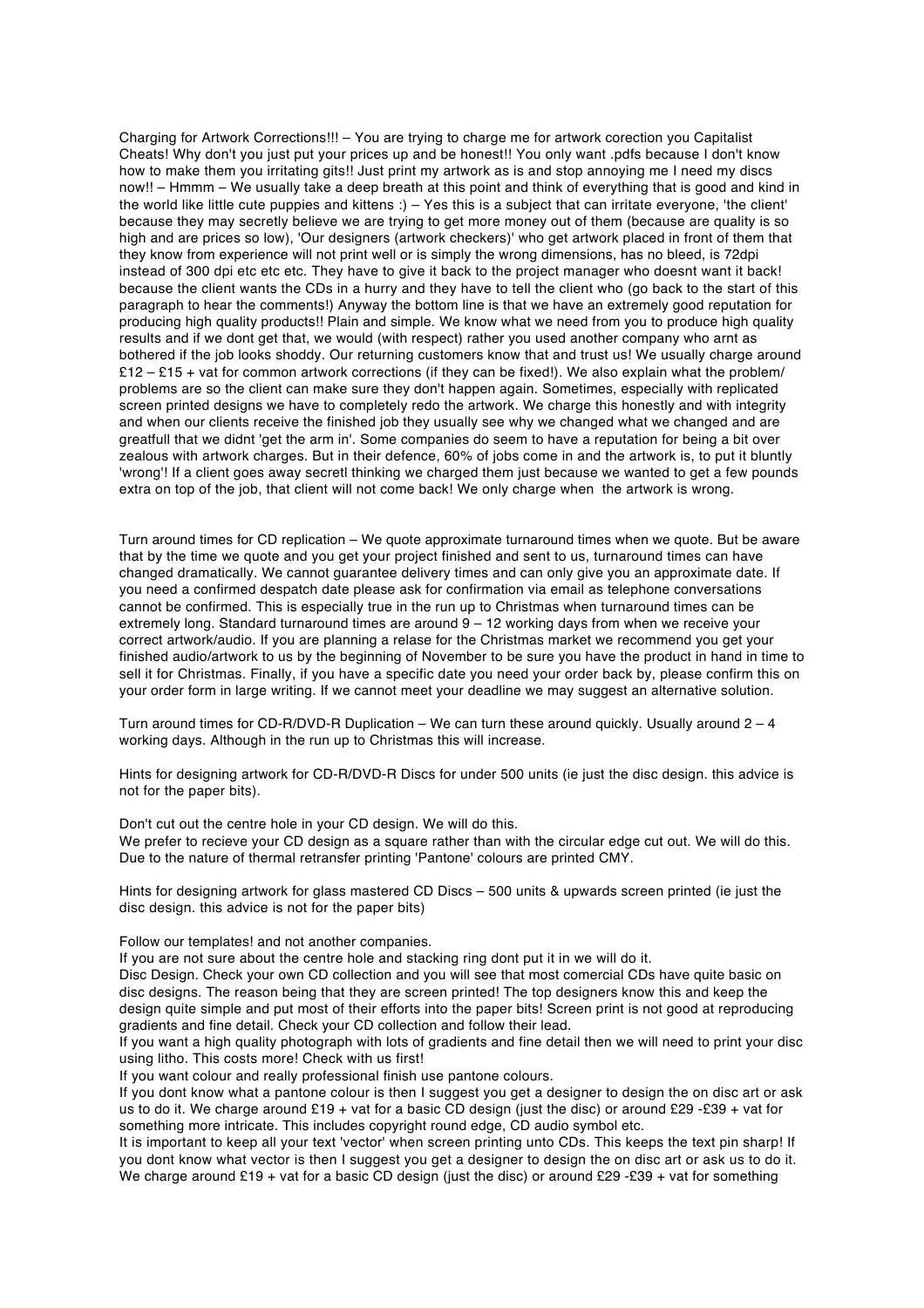Charging for Artwork Corrections!!! – You are trying to charge me for artwork corection you Capitalist Cheats! Why don't you just put your prices up and be honest!! You only want .pdfs because I don't know how to make them you irritating gits!! Just print my artwork as is and stop annoying me I need my discs now!! – Hmmm – We usually take a deep breath at this point and think of everything that is good and kind in the world like little cute puppies and kittens :) – Yes this is a subject that can irritate everyone, 'the client' because they may secretly believe we are trying to get more money out of them (because are quality is so high and are prices so low), 'Our designers (artwork checkers)' who get artwork placed in front of them that they know from experience will not print well or is simply the wrong dimensions, has no bleed, is 72dpi instead of 300 dpi etc etc etc. They have to give it back to the project manager who doesnt want it back! because the client wants the CDs in a hurry and they have to tell the client who (go back to the start of this paragraph to hear the comments!) Anyway the bottom line is that we have an extremely good reputation for producing high quality products!! Plain and simple. We know what we need from you to produce high quality results and if we dont get that, we would (with respect) rather you used another company who arnt as bothered if the job looks shoddy. Our returning customers know that and trust us! We usually charge around £12 – £15 + vat for common artwork corrections (if they can be fixed!). We also explain what the problem/ problems are so the client can make sure they don't happen again. Sometimes, especially with replicated screen printed designs we have to completely redo the artwork. We charge this honestly and with integrity and when our clients receive the finished job they usually see why we changed what we changed and are greatfull that we didnt 'get the arm in'. Some companies do seem to have a reputation for being a bit over zealous with artwork charges. But in their defence, 60% of jobs come in and the artwork is, to put it bluntly 'wrong'! If a client goes away secretl thinking we charged them just because we wanted to get a few pounds extra on top of the job, that client will not come back! We only charge when the artwork is wrong.

Turn around times for CD replication – We quote approximate turnaround times when we quote. But be aware that by the time we quote and you get your project finished and sent to us, turnaround times can have changed dramatically. We cannot guarantee delivery times and can only give you an approximate date. If you need a confirmed despatch date please ask for confirmation via email as telephone conversations cannot be confirmed. This is especially true in the run up to Christmas when turnaround times can be extremely long. Standard turnaround times are around 9 – 12 working days from when we receive your correct artwork/audio. If you are planning a relase for the Christmas market we recommend you get your finished audio/artwork to us by the beginning of November to be sure you have the product in hand in time to sell it for Christmas. Finally, if you have a specific date you need your order back by, please confirm this on your order form in large writing. If we cannot meet your deadline we may suggest an alternative solution.

Turn around times for CD-R/DVD-R Duplication – We can turn these around quickly. Usually around 2 – 4 working days. Although in the run up to Christmas this will increase.

Hints for designing artwork for CD-R/DVD-R Discs for under 500 units (ie just the disc design. this advice is not for the paper bits).

Don't cut out the centre hole in your CD design. We will do this.
We prefer to recieve your CD design as a square rather than with the circular edge cut out. We will do this.
Due to the nature of thermal retransfer printing 'Pantone' colours are printed CMY.

Hints for designing artwork for glass mastered CD Discs – 500 units & upwards screen printed (ie just the disc design. this advice is not for the paper bits)

Follow our templates! and not another companies.
If you are not sure about the centre hole and stacking ring dont put it in we will do it.
Disc Design. Check your own CD collection and you will see that most comercial CDs have quite basic on disc designs. The reason being that they are screen printed! The top designers know this and keep the design quite simple and put most of their efforts into the paper bits! Screen print is not good at reproducing gradients and fine detail. Check your CD collection and follow their lead.
If you want a high quality photograph with lots of gradients and fine detail then we will need to print your disc using litho. This costs more! Check with us first!
If you want colour and really professional finish use pantone colours.
If you dont know what a pantone colour is then I suggest you get a designer to design the on disc art or ask us to do it. We charge around £19 + vat for a basic CD design (just the disc) or around £29 -£39 + vat for something more intricate. This includes copyright round edge, CD audio symbol etc.
It is important to keep all your text 'vector' when screen printing unto CDs. This keeps the text pin sharp! If you dont know what vector is then I suggest you get a designer to design the on disc art or ask us to do it. We charge around £19 + vat for a basic CD design (just the disc) or around £29 -£39 + vat for something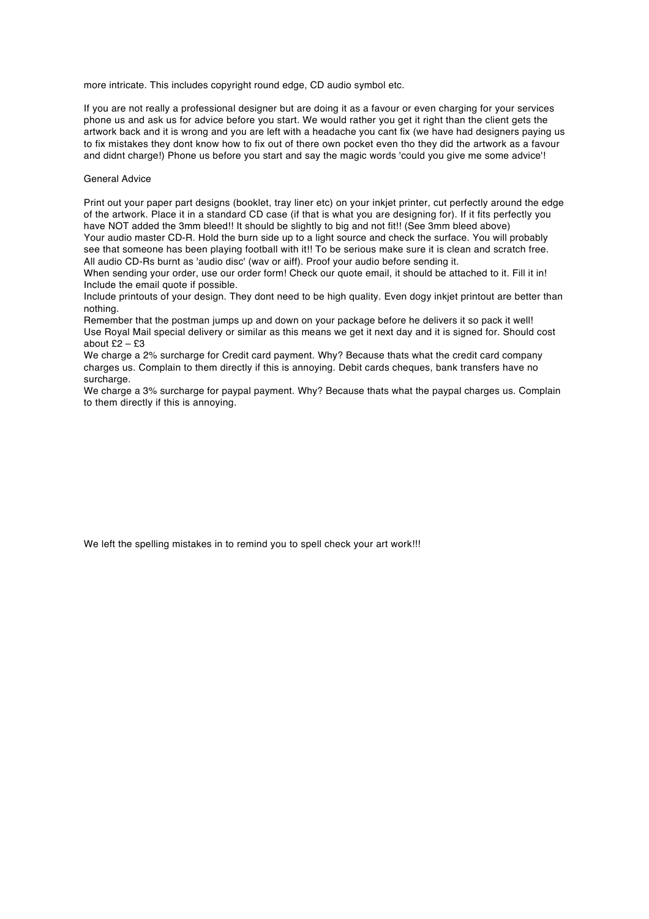more intricate. This includes copyright round edge, CD audio symbol etc.

If you are not really a professional designer but are doing it as a favour or even charging for your services phone us and ask us for advice before you start. We would rather you get it right than the client gets the artwork back and it is wrong and you are left with a headache you cant fix (we have had designers paying us to fix mistakes they dont know how to fix out of there own pocket even tho they did the artwork as a favour and didnt charge!) Phone us before you start and say the magic words 'could you give me some advice'!

General Advice

Print out your paper part designs (booklet, tray liner etc) on your inkjet printer, cut perfectly around the edge of the artwork. Place it in a standard CD case (if that is what you are designing for). If it fits perfectly you have NOT added the 3mm bleed!! It should be slightly to big and not fit!! (See 3mm bleed above)
Your audio master CD-R. Hold the burn side up to a light source and check the surface. You will probably see that someone has been playing football with it!! To be serious make sure it is clean and scratch free. All audio CD-Rs burnt as 'audio disc' (wav or aiff). Proof your audio before sending it.
When sending your order, use our order form! Check our quote email, it should be attached to it. Fill it in! Include the email quote if possible.
Include printouts of your design. They dont need to be high quality. Even dogy inkjet printout are better than nothing.
Remember that the postman jumps up and down on your package before he delivers it so pack it well!
Use Royal Mail special delivery or similar as this means we get it next day and it is signed for. Should cost about £2 – £3
We charge a 2% surcharge for Credit card payment. Why? Because thats what the credit card company charges us. Complain to them directly if this is annoying. Debit cards cheques, bank transfers have no surcharge.
We charge a 3% surcharge for paypal payment. Why? Because thats what the paypal charges us. Complain to them directly if this is annoying.

We left the spelling mistakes in to remind you to spell check your art work!!!